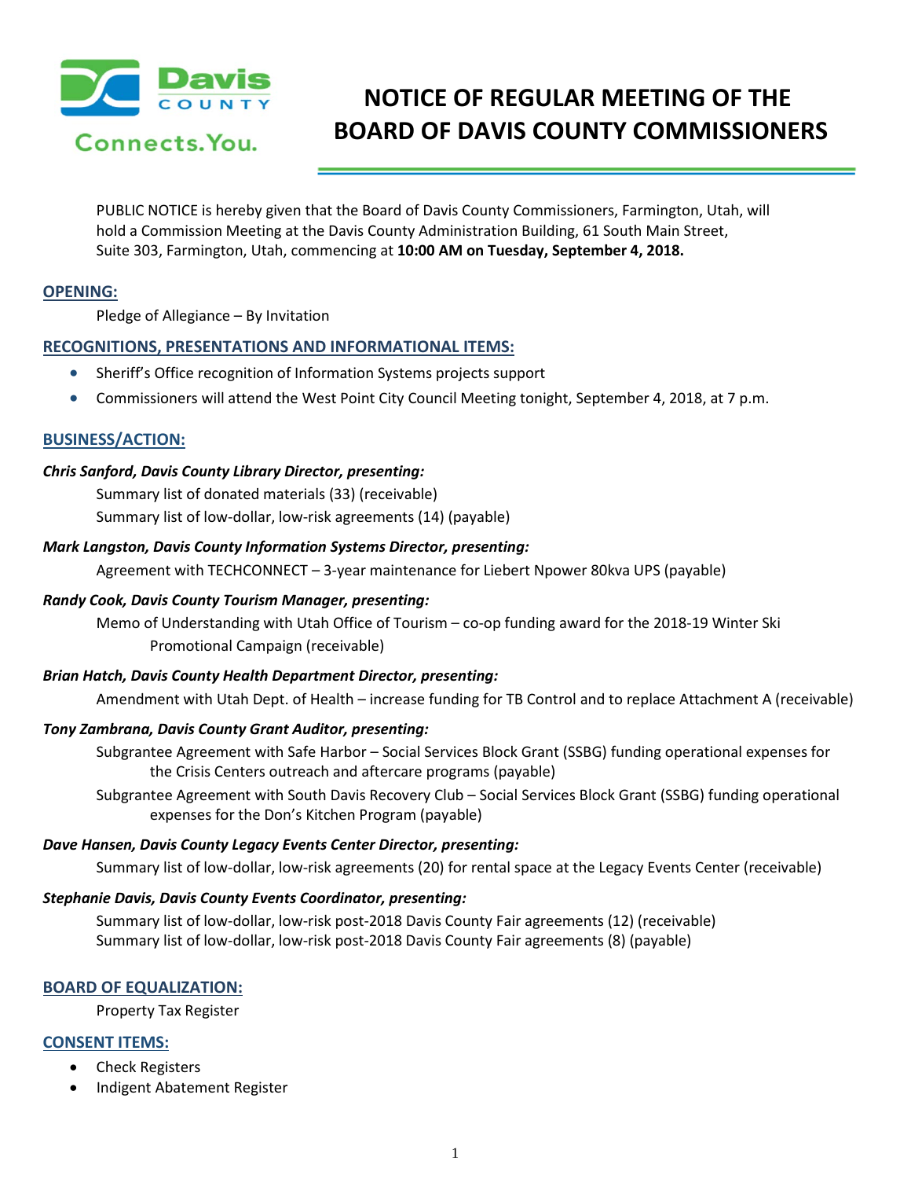# NOTICE OF REGULAR MEETING OF THE BOARD OF DAVIS COUNTY COMMISSIONERS

PUBLIC NOTICE is hereby given that the Board of Davis County Commissioners, Farmington, Utah, will hold a Commission Meeting at the Davis County Administration Building, 61 South Main Street, Suite 303, Farmington, Utah, commencing at **10:00 AM on Tuesday, September 4, 2018.**

## OPENING:

Pledge of Allegiance – By Invitation

## RECOGNITIONS, PRESENTATIONS AND INFORMATIONAL ITEMS:

- Sheriff's Office recognition of Information Systems projects support
- Commissioners will attend the West Point City Council Meeting tonight, September 4, 2018, at 7 p.m.

## BUSINESS/ACTION:

***Chris Sanford, Davis County Library Director, presenting:***

Summary list of donated materials (33) (receivable)

Summary list of low-dollar, low-risk agreements (14) (payable)

***Mark Langston, Davis County Information Systems Director, presenting:***

Agreement with TECHCONNECT – 3-year maintenance for Liebert Npower 80kva UPS (payable)

***Randy Cook, Davis County Tourism Manager, presenting:***

Memo of Understanding with Utah Office of Tourism – co-op funding award for the 2018-19 Winter Ski Promotional Campaign (receivable)

***Brian Hatch, Davis County Health Department Director, presenting:***

Amendment with Utah Dept. of Health – increase funding for TB Control and to replace Attachment A (receivable)

***Tony Zambrana, Davis County Grant Auditor, presenting:***

Subgrantee Agreement with Safe Harbor – Social Services Block Grant (SSBG) funding operational expenses for the Crisis Centers outreach and aftercare programs (payable)

Subgrantee Agreement with South Davis Recovery Club – Social Services Block Grant (SSBG) funding operational expenses for the Don's Kitchen Program (payable)

***Dave Hansen, Davis County Legacy Events Center Director, presenting:***

Summary list of low-dollar, low-risk agreements (20) for rental space at the Legacy Events Center (receivable)

***Stephanie Davis, Davis County Events Coordinator, presenting:***

Summary list of low-dollar, low-risk post-2018 Davis County Fair agreements (12) (receivable)

Summary list of low-dollar, low-risk post-2018 Davis County Fair agreements (8) (payable)

## BOARD OF EQUALIZATION:

Property Tax Register

## CONSENT ITEMS:

- Check Registers
- Indigent Abatement Register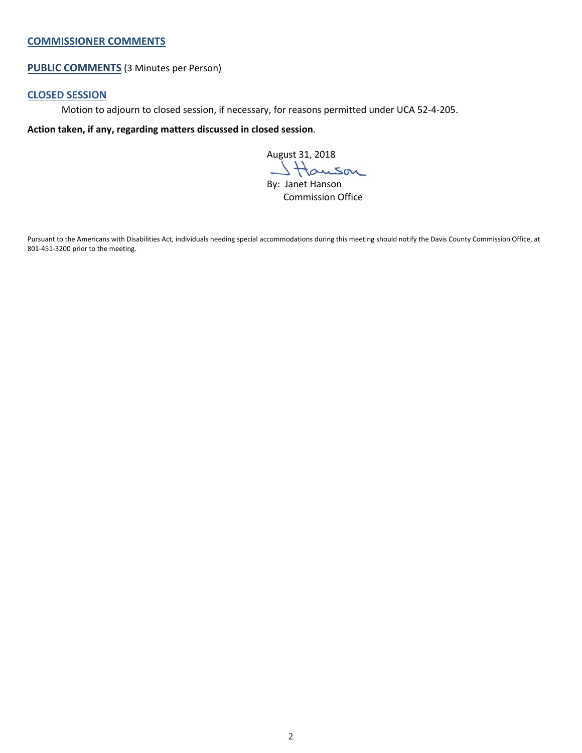## COMMISSIONER COMMENTS

**PUBLIC COMMENTS** (3 Minutes per Person)

## CLOSED SESSION

Motion to adjourn to closed session, if necessary, for reasons permitted under UCA 52-4-205.

**Action taken, if any, regarding matters discussed in closed session**.

August 31, 2018

J Hanson

By: Janet Hanson
Commission Office

Pursuant to the Americans with Disabilities Act, individuals needing special accommodations during this meeting should notify the Davis County Commission Office, at 801-451-3200 prior to the meeting.